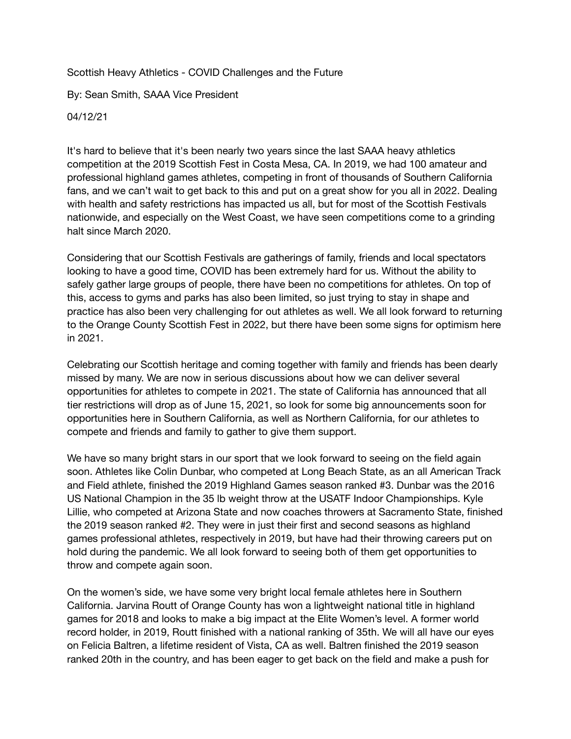Scottish Heavy Athletics - COVID Challenges and the Future

By: Sean Smith, SAAA Vice President

04/12/21

It's hard to believe that it's been nearly two years since the last SAAA heavy athletics competition at the 2019 Scottish Fest in Costa Mesa, CA. In 2019, we had 100 amateur and professional highland games athletes, competing in front of thousands of Southern California fans, and we can't wait to get back to this and put on a great show for you all in 2022. Dealing with health and safety restrictions has impacted us all, but for most of the Scottish Festivals nationwide, and especially on the West Coast, we have seen competitions come to a grinding halt since March 2020.

Considering that our Scottish Festivals are gatherings of family, friends and local spectators looking to have a good time, COVID has been extremely hard for us. Without the ability to safely gather large groups of people, there have been no competitions for athletes. On top of this, access to gyms and parks has also been limited, so just trying to stay in shape and practice has also been very challenging for out athletes as well. We all look forward to returning to the Orange County Scottish Fest in 2022, but there have been some signs for optimism here in 2021.

Celebrating our Scottish heritage and coming together with family and friends has been dearly missed by many. We are now in serious discussions about how we can deliver several opportunities for athletes to compete in 2021. The state of California has announced that all tier restrictions will drop as of June 15, 2021, so look for some big announcements soon for opportunities here in Southern California, as well as Northern California, for our athletes to compete and friends and family to gather to give them support.

We have so many bright stars in our sport that we look forward to seeing on the field again soon. Athletes like Colin Dunbar, who competed at Long Beach State, as an all American Track and Field athlete, finished the 2019 Highland Games season ranked #3. Dunbar was the 2016 US National Champion in the 35 lb weight throw at the USATF Indoor Championships. Kyle Lillie, who competed at Arizona State and now coaches throwers at Sacramento State, finished the 2019 season ranked #2. They were in just their first and second seasons as highland games professional athletes, respectively in 2019, but have had their throwing careers put on hold during the pandemic. We all look forward to seeing both of them get opportunities to throw and compete again soon.

On the women's side, we have some very bright local female athletes here in Southern California. Jarvina Routt of Orange County has won a lightweight national title in highland games for 2018 and looks to make a big impact at the Elite Women's level. A former world record holder, in 2019, Routt finished with a national ranking of 35th. We will all have our eyes on Felicia Baltren, a lifetime resident of Vista, CA as well. Baltren finished the 2019 season ranked 20th in the country, and has been eager to get back on the field and make a push for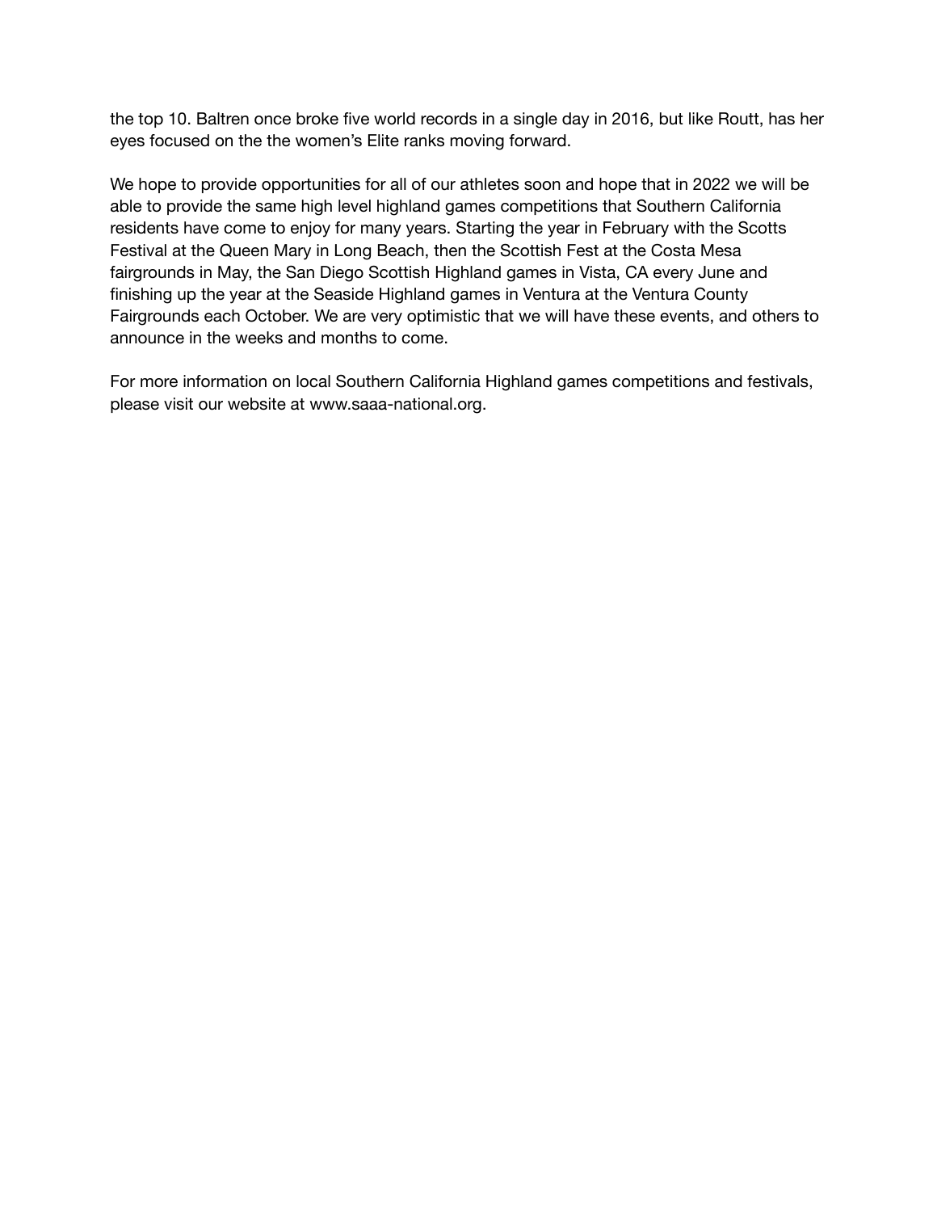the top 10. Baltren once broke five world records in a single day in 2016, but like Routt, has her eyes focused on the the women's Elite ranks moving forward.

We hope to provide opportunities for all of our athletes soon and hope that in 2022 we will be able to provide the same high level highland games competitions that Southern California residents have come to enjoy for many years. Starting the year in February with the Scotts Festival at the Queen Mary in Long Beach, then the Scottish Fest at the Costa Mesa fairgrounds in May, the San Diego Scottish Highland games in Vista, CA every June and finishing up the year at the Seaside Highland games in Ventura at the Ventura County Fairgrounds each October. We are very optimistic that we will have these events, and others to announce in the weeks and months to come.

For more information on local Southern California Highland games competitions and festivals, please visit our website at www.saaa-national.org.